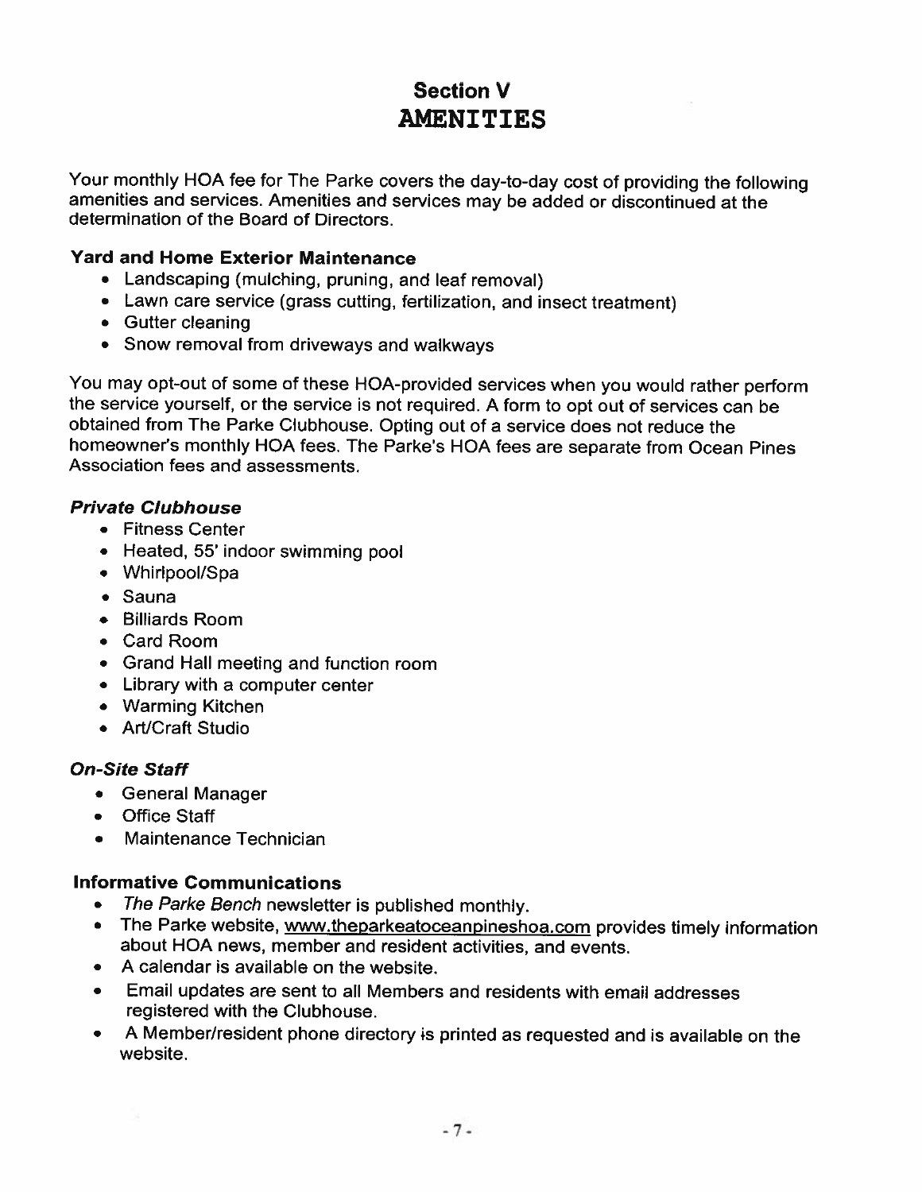# Section V
# AMENITIES

Your monthly HOA fee for The Parke covers the day-to-day cost of providing the following amenities and services. Amenities and services may be added or discontinued at the determination of the Board of Directors.

### Yard and Home Exterior Maintenance

- Landscaping (mulching, pruning, and leaf removal)
- Lawn care service (grass cutting, fertilization, and insect treatment)
- Gutter cleaning
- Snow removal from driveways and walkways

You may opt-out of some of these HOA-provided services when you would rather perform the service yourself, or the service is not required. A form to opt out of services can be obtained from The Parke Clubhouse. Opting out of a service does not reduce the homeowner's monthly HOA fees. The Parke's HOA fees are separate from Ocean Pines Association fees and assessments.

### *Private Clubhouse*

- Fitness Center
- Heated, 55' indoor swimming pool
- Whirlpool/Spa
- Sauna
- Billiards Room
- Card Room
- Grand Hall meeting and function room
- Library with a computer center
- Warming Kitchen
- Art/Craft Studio

### *On-Site Staff*

- General Manager
- Office Staff
- Maintenance Technician

### Informative Communications

- *The Parke Bench* newsletter is published monthly.
- The Parke website, www.theparkeatoceanpineshoa.com provides timely information about HOA news, member and resident activities, and events.
- A calendar is available on the website.
- Email updates are sent to all Members and residents with email addresses registered with the Clubhouse.
- A Member/resident phone directory is printed as requested and is available on the website.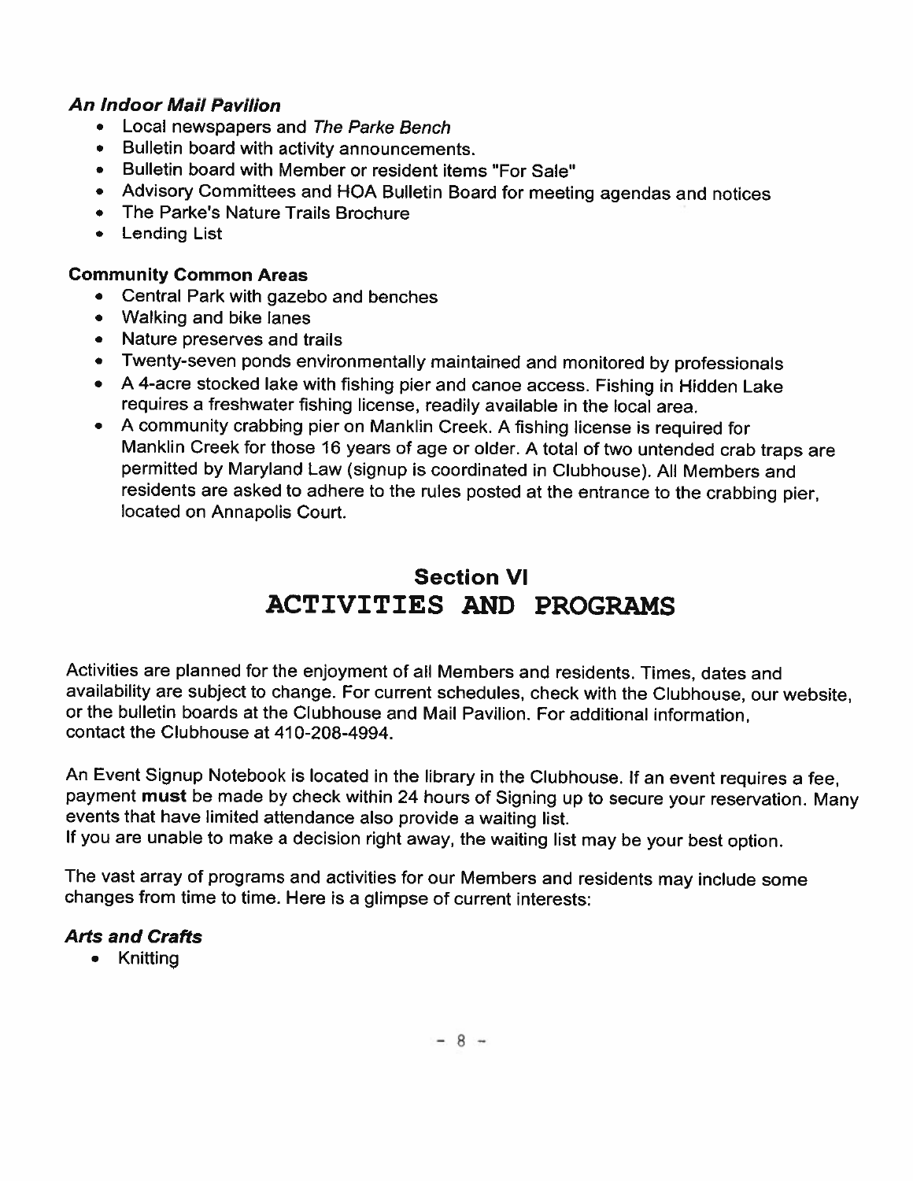### *An Indoor Mail Pavilion*

- Local newspapers and *The Parke Bench*
- Bulletin board with activity announcements.
- Bulletin board with Member or resident items "For Sale"
- Advisory Committees and HOA Bulletin Board for meeting agendas and notices
- The Parke's Nature Trails Brochure
- Lending List

### Community Common Areas

- Central Park with gazebo and benches
- Walking and bike lanes
- Nature preserves and trails
- Twenty-seven ponds environmentally maintained and monitored by professionals
- A 4-acre stocked lake with fishing pier and canoe access. Fishing in Hidden Lake requires a freshwater fishing license, readily available in the local area.
- A community crabbing pier on Manklin Creek. A fishing license is required for Manklin Creek for those 16 years of age or older. A total of two untended crab traps are permitted by Maryland Law (signup is coordinated in Clubhouse). All Members and residents are asked to adhere to the rules posted at the entrance to the crabbing pier, located on Annapolis Court.

## Section VI
# ACTIVITIES AND PROGRAMS

Activities are planned for the enjoyment of all Members and residents. Times, dates and availability are subject to change. For current schedules, check with the Clubhouse, our website, or the bulletin boards at the Clubhouse and Mail Pavilion. For additional information, contact the Clubhouse at 410-208-4994.

An Event Signup Notebook is located in the library in the Clubhouse. If an event requires a fee, payment **must** be made by check within 24 hours of Signing up to secure your reservation. Many events that have limited attendance also provide a waiting list.
If you are unable to make a decision right away, the waiting list may be your best option.

The vast array of programs and activities for our Members and residents may include some changes from time to time. Here is a glimpse of current interests:

### *Arts and Crafts*

- Knitting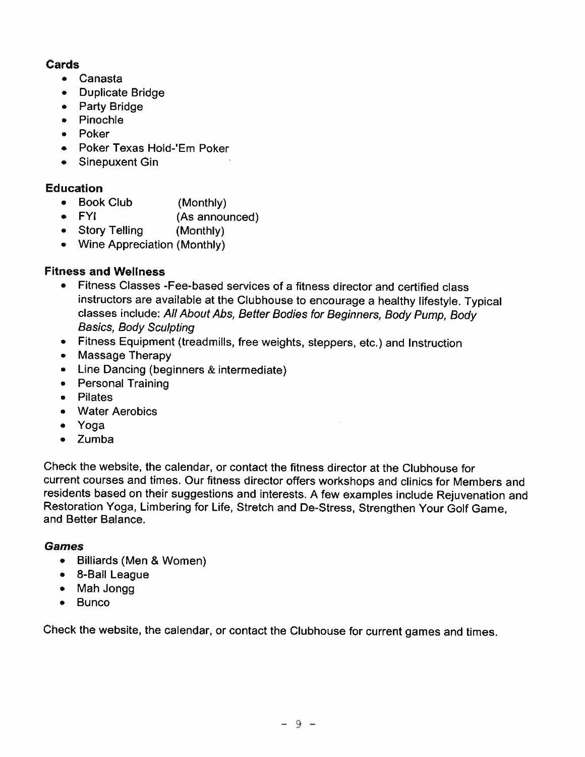**Cards**

- Canasta
- Duplicate Bridge
- Party Bridge
- Pinochle
- Poker
- Poker Texas Hold-'Em Poker
- Sinepuxent Gin

**Education**

- Book Club (Monthly)
- FYI (As announced)
- Story Telling (Monthly)
- Wine Appreciation (Monthly)

**Fitness and Wellness**

- Fitness Classes -Fee-based services of a fitness director and certified class instructors are available at the Clubhouse to encourage a healthy lifestyle. Typical classes include: *All About Abs, Better Bodies for Beginners, Body Pump, Body Basics, Body Sculpting*
- Fitness Equipment (treadmills, free weights, steppers, etc.) and Instruction
- Massage Therapy
- Line Dancing (beginners & intermediate)
- Personal Training
- Pilates
- Water Aerobics
- Yoga
- Zumba

Check the website, the calendar, or contact the fitness director at the Clubhouse for current courses and times. Our fitness director offers workshops and clinics for Members and residents based on their suggestions and interests. A few examples include Rejuvenation and Restoration Yoga, Limbering for Life, Stretch and De-Stress, Strengthen Your Golf Game, and Better Balance.

***Games***

- Billiards (Men & Women)
- 8-Ball League
- Mah Jongg
- Bunco

Check the website, the calendar, or contact the Clubhouse for current games and times.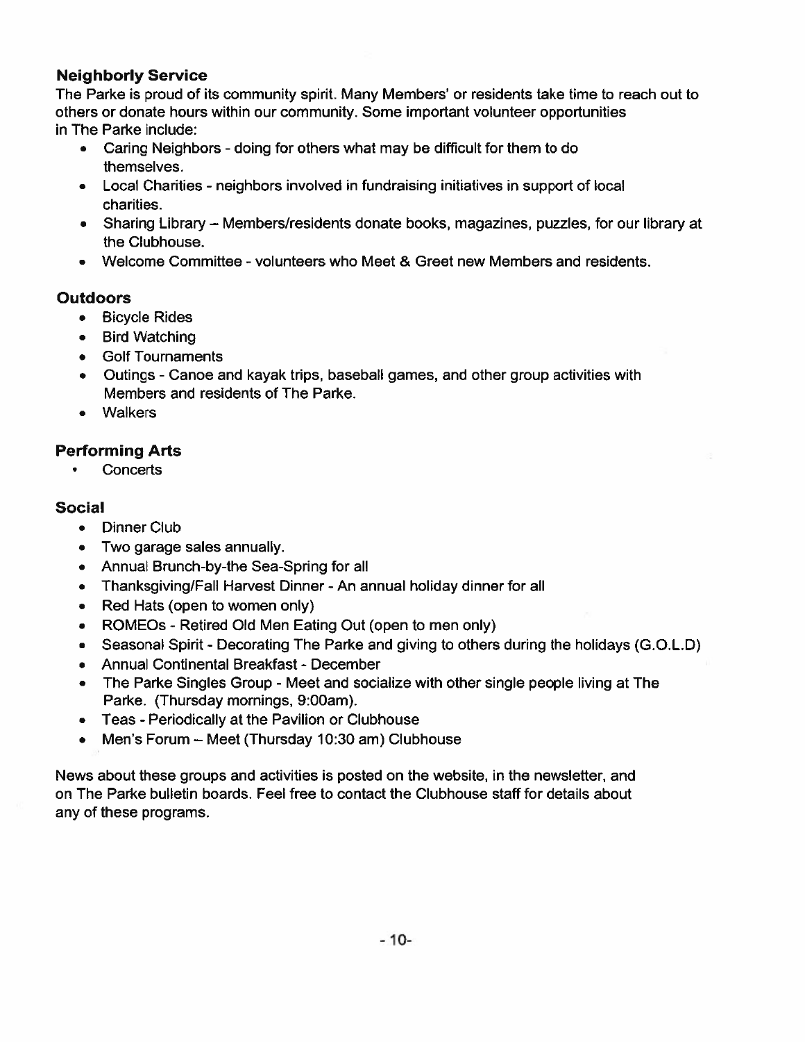### Neighborly Service

The Parke is proud of its community spirit. Many Members' or residents take time to reach out to others or donate hours within our community. Some important volunteer opportunities in The Parke include:

- Caring Neighbors - doing for others what may be difficult for them to do themselves.
- Local Charities - neighbors involved in fundraising initiatives in support of local charities.
- Sharing Library – Members/residents donate books, magazines, puzzles, for our library at the Clubhouse.
- Welcome Committee - volunteers who Meet & Greet new Members and residents.

### Outdoors

- Bicycle Rides
- Bird Watching
- Golf Tournaments
- Outings - Canoe and kayak trips, baseball games, and other group activities with Members and residents of The Parke.
- Walkers

### Performing Arts

- Concerts

### Social

- Dinner Club
- Two garage sales annually.
- Annual Brunch-by-the Sea-Spring for all
- Thanksgiving/Fall Harvest Dinner - An annual holiday dinner for all
- Red Hats (open to women only)
- ROMEOs - Retired Old Men Eating Out (open to men only)
- Seasonal Spirit - Decorating The Parke and giving to others during the holidays (G.O.L.D)
- Annual Continental Breakfast - December
- The Parke Singles Group - Meet and socialize with other single people living at The Parke. (Thursday mornings, 9:00am).
- Teas - Periodically at the Pavilion or Clubhouse
- Men's Forum – Meet (Thursday 10:30 am) Clubhouse

News about these groups and activities is posted on the website, in the newsletter, and on The Parke bulletin boards. Feel free to contact the Clubhouse staff for details about any of these programs.